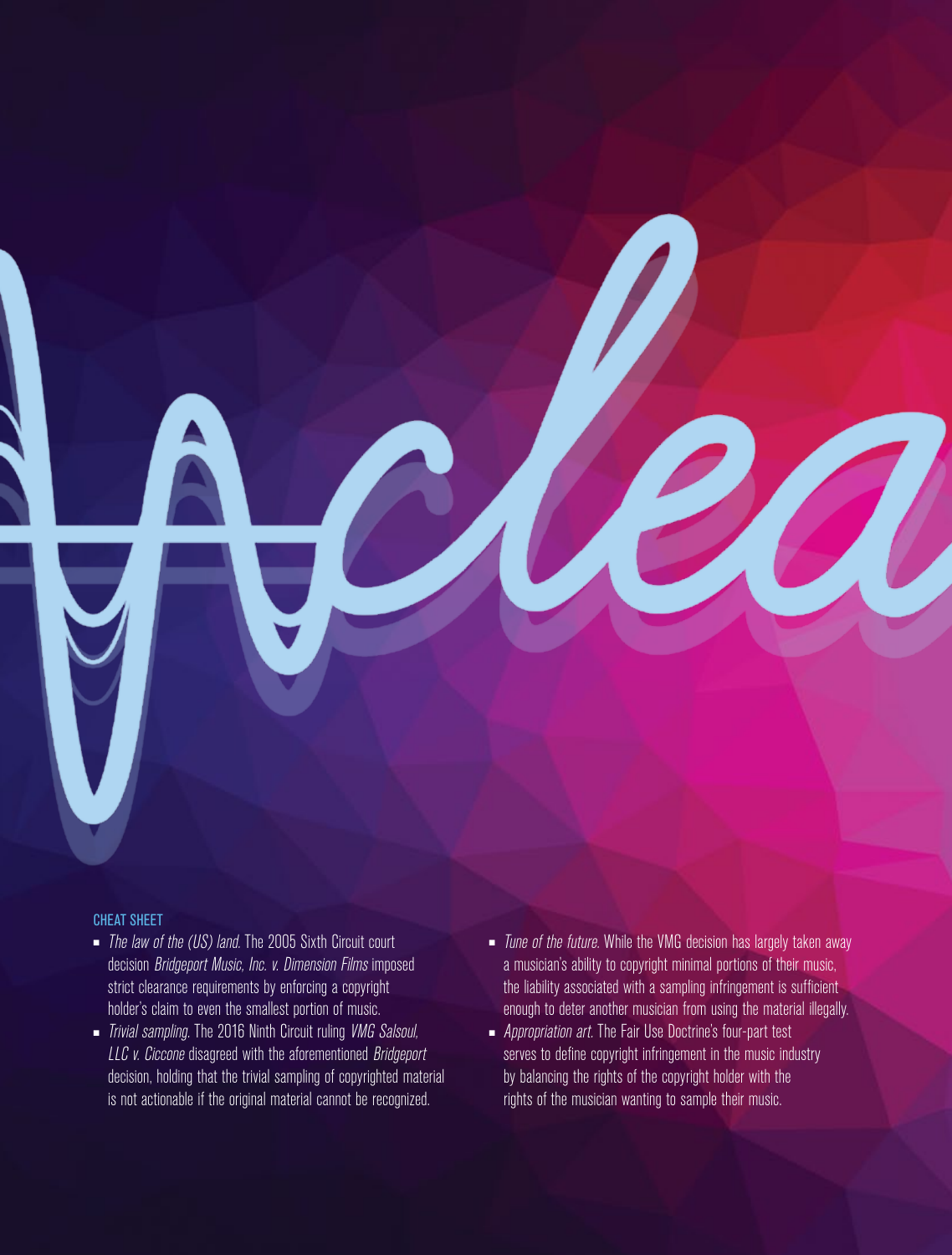## CHEAT SHEET

- *The law of the (US) land.* The 2005 Sixth Circuit court decision *Bridgeport Music, Inc. v. Dimension Films* imposed strict clearance requirements by enforcing a copyright holder's claim to even the smallest portion of music.
- *Trivial sampling.* The 2016 Ninth Circuit ruling *VMG Salsoul, LLC v. Ciccone* disagreed with the aforementioned *Bridgeport* decision, holding that the trivial sampling of copyrighted material is not actionable if the original material cannot be recognized.
- *Tune of the future.* While the VMG decision has largely taken away a musician's ability to copyright minimal portions of their music, the liability associated with a sampling infringement is sufficient enough to deter another musician from using the material illegally.
- *Appropriation art.* The Fair Use Doctrine's four-part test serves to define copyright infringement in the music industry by balancing the rights of the copyright holder with the rights of the musician wanting to sample their music.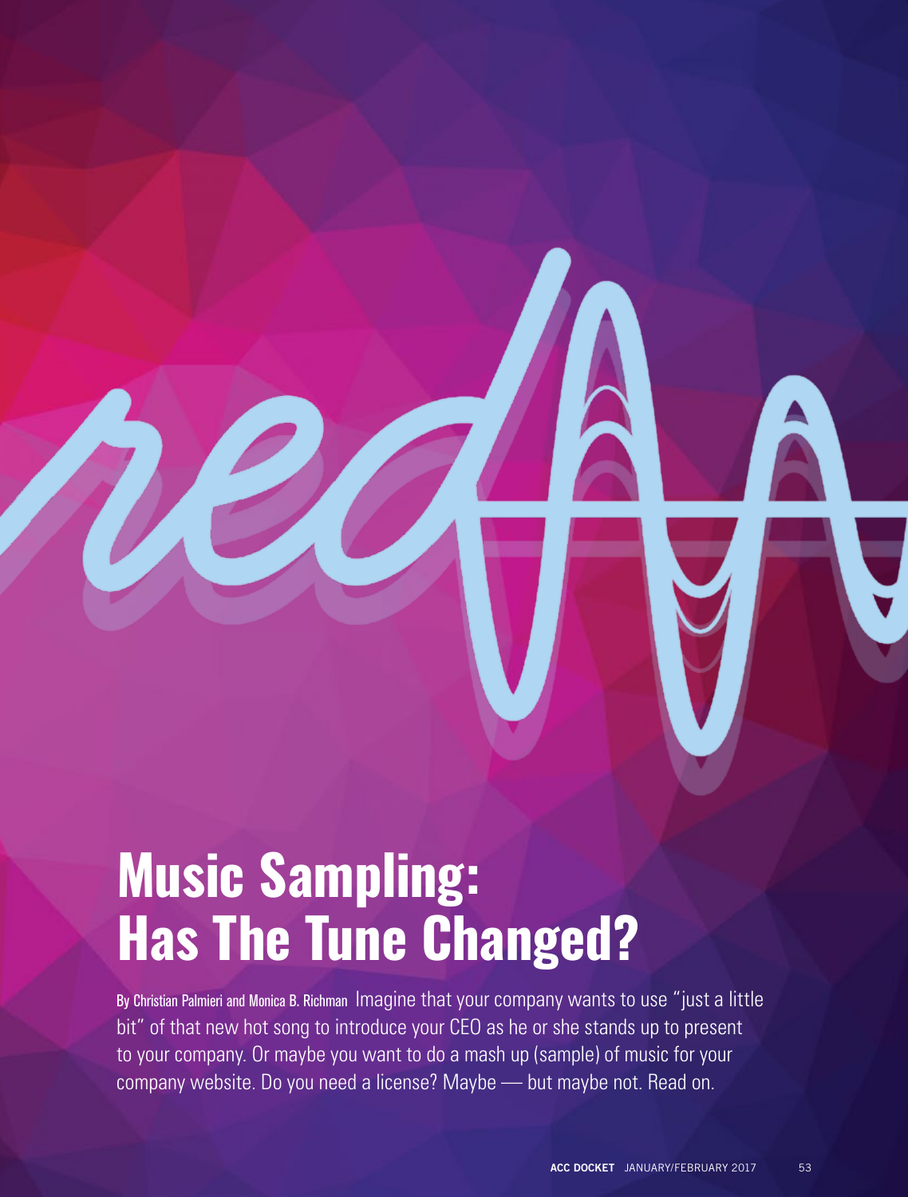# Music Sampling: Has The Tune Changed?

By Christian Palmieri and Monica B. Richman Imagine that your company wants to use "just a little bit" of that new hot song to introduce your CEO as he or she stands up to present to your company. Or maybe you want to do a mash up (sample) of music for your company website. Do you need a license? Maybe — but maybe not. Read on.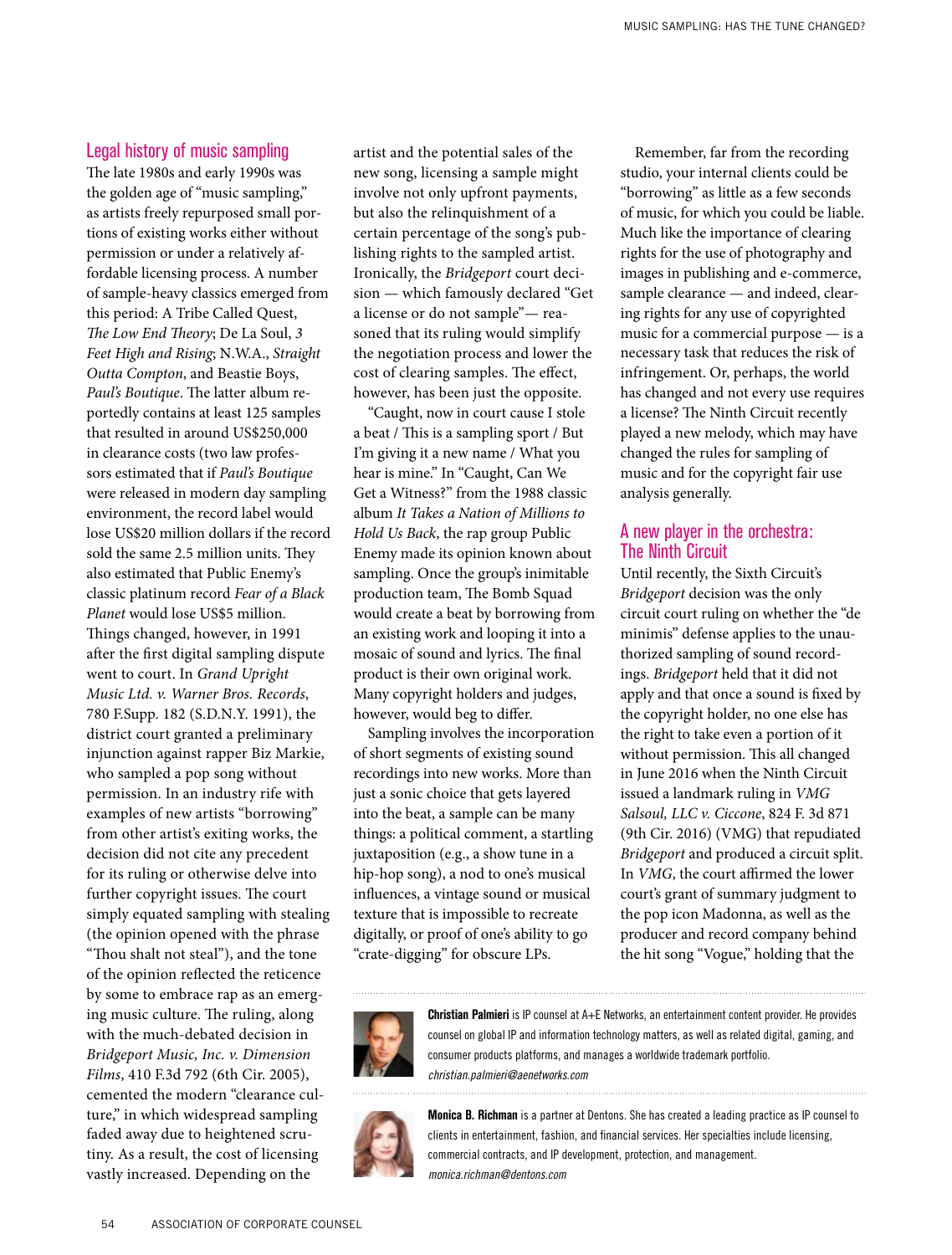## Legal history of music sampling

The late 1980s and early 1990s was the golden age of "music sampling," as artists freely repurposed small portions of existing works either without permission or under a relatively affordable licensing process. A number of sample-heavy classics emerged from this period: A Tribe Called Quest, *The Low End Theory*; De La Soul, *3 Feet High and Rising*; N.W.A., *Straight Outta Compton*, and Beastie Boys, *Paul's Boutique*. The latter album reportedly contains at least 125 samples that resulted in around US$250,000 in clearance costs (two law professors estimated that if *Paul's Boutique* were released in modern day sampling environment, the record label would lose US$20 million dollars if the record sold the same 2.5 million units. They also estimated that Public Enemy's classic platinum record *Fear of a Black Planet* would lose US$5 million. Things changed, however, in 1991 after the first digital sampling dispute went to court. In *Grand Upright Music Ltd. v. Warner Bros. Records*, 780 F.Supp. 182 (S.D.N.Y. 1991), the district court granted a preliminary injunction against rapper Biz Markie, who sampled a pop song without permission. In an industry rife with examples of new artists "borrowing" from other artist's exiting works, the decision did not cite any precedent for its ruling or otherwise delve into further copyright issues. The court simply equated sampling with stealing (the opinion opened with the phrase "Thou shalt not steal"), and the tone of the opinion reflected the reticence by some to embrace rap as an emerging music culture. The ruling, along with the much-debated decision in *Bridgeport Music, Inc. v. Dimension Films*, 410 F.3d 792 (6th Cir. 2005), cemented the modern "clearance culture," in which widespread sampling faded away due to heightened scrutiny. As a result, the cost of licensing vastly increased. Depending on the artist and the potential sales of the new song, licensing a sample might involve not only upfront payments, but also the relinquishment of a certain percentage of the song's publishing rights to the sampled artist. Ironically, the *Bridgeport* court decision — which famously declared "Get a license or do not sample"— reasoned that its ruling would simplify the negotiation process and lower the cost of clearing samples. The effect, however, has been just the opposite.

"Caught, now in court cause I stole a beat / This is a sampling sport / But I'm giving it a new name / What you hear is mine." In "Caught, Can We Get a Witness?" from the 1988 classic album *It Takes a Nation of Millions to Hold Us Back*, the rap group Public Enemy made its opinion known about sampling. Once the group's inimitable production team, The Bomb Squad would create a beat by borrowing from an existing work and looping it into a mosaic of sound and lyrics. The final product is their own original work. Many copyright holders and judges, however, would beg to differ.

Sampling involves the incorporation of short segments of existing sound recordings into new works. More than just a sonic choice that gets layered into the beat, a sample can be many things: a political comment, a startling juxtaposition (e.g., a show tune in a hip-hop song), a nod to one's musical influences, a vintage sound or musical texture that is impossible to recreate digitally, or proof of one's ability to go "crate-digging" for obscure LPs.

Remember, far from the recording studio, your internal clients could be "borrowing" as little as a few seconds of music, for which you could be liable. Much like the importance of clearing rights for the use of photography and images in publishing and e-commerce, sample clearance — and indeed, clearing rights for any use of copyrighted music for a commercial purpose — is a necessary task that reduces the risk of infringement. Or, perhaps, the world has changed and not every use requires a license? The Ninth Circuit recently played a new melody, which may have changed the rules for sampling of music and for the copyright fair use analysis generally.

## A new player in the orchestra: The Ninth Circuit

Until recently, the Sixth Circuit's *Bridgeport* decision was the only circuit court ruling on whether the "de minimis" defense applies to the unauthorized sampling of sound recordings. *Bridgeport* held that it did not apply and that once a sound is fixed by the copyright holder, no one else has the right to take even a portion of it without permission. This all changed in June 2016 when the Ninth Circuit issued a landmark ruling in *VMG Salsoul, LLC v. Ciccone*, 824 F. 3d 871 (9th Cir. 2016) (VMG) that repudiated *Bridgeport* and produced a circuit split. In *VMG*, the court affirmed the lower court's grant of summary judgment to the pop icon Madonna, as well as the producer and record company behind the hit song "Vogue," holding that the

**Christian Palmieri** is IP counsel at A+E Networks, an entertainment content provider. He provides counsel on global IP and information technology matters, as well as related digital, gaming, and consumer products platforms, and manages a worldwide trademark portfolio.
*christian.palmieri@aenetworks.com*

**Monica B. Richman** is a partner at Dentons. She has created a leading practice as IP counsel to clients in entertainment, fashion, and financial services. Her specialties include licensing, commercial contracts, and IP development, protection, and management.
*monica.richman@dentons.com*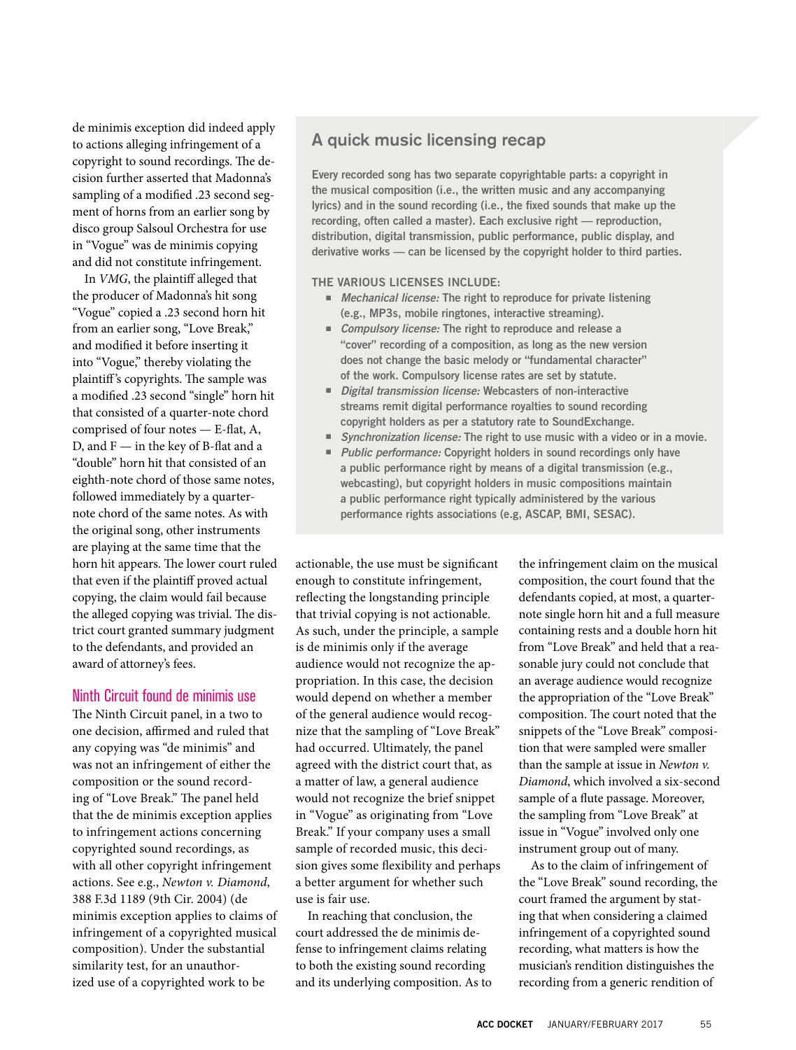de minimis exception did indeed apply to actions alleging infringement of a copyright to sound recordings. The decision further asserted that Madonna's sampling of a modified .23 second segment of horns from an earlier song by disco group Salsoul Orchestra for use in "Vogue" was de minimis copying and did not constitute infringement.

In *VMG*, the plaintiff alleged that the producer of Madonna's hit song "Vogue" copied a .23 second horn hit from an earlier song, "Love Break," and modified it before inserting it into "Vogue," thereby violating the plaintiff's copyrights. The sample was a modified .23 second "single" horn hit that consisted of a quarter-note chord comprised of four notes — E-flat, A, D, and F — in the key of B-flat and a "double" horn hit that consisted of an eighth-note chord of those same notes, followed immediately by a quarter-note chord of the same notes. As with the original song, other instruments are playing at the same time that the horn hit appears. The lower court ruled that even if the plaintiff proved actual copying, the claim would fail because the alleged copying was trivial. The district court granted summary judgment to the defendants, and provided an award of attorney's fees.

## A quick music licensing recap

**Every recorded song has two separate copyrightable parts: a copyright in the musical composition (i.e., the written music and any accompanying lyrics) and in the sound recording (i.e., the fixed sounds that make up the recording, often called a master). Each exclusive right — reproduction, distribution, digital transmission, public performance, public display, and derivative works — can be licensed by the copyright holder to third parties.**

**THE VARIOUS LICENSES INCLUDE:**

- ***Mechanical license:*** **The right to reproduce for private listening (e.g., MP3s, mobile ringtones, interactive streaming).**
- ***Compulsory license:*** **The right to reproduce and release a "cover" recording of a composition, as long as the new version does not change the basic melody or "fundamental character" of the work. Compulsory license rates are set by statute.**
- ***Digital transmission license:*** **Webcasters of non-interactive streams remit digital performance royalties to sound recording copyright holders as per a statutory rate to SoundExchange.**
- ***Synchronization license:*** **The right to use music with a video or in a movie.**
- ***Public performance:*** **Copyright holders in sound recordings only have a public performance right by means of a digital transmission (e.g., webcasting), but copyright holders in music compositions maintain a public performance right typically administered by the various performance rights associations (e.g, ASCAP, BMI, SESAC).**

## Ninth Circuit found de minimis use

The Ninth Circuit panel, in a two to one decision, affirmed and ruled that any copying was "de minimis" and was not an infringement of either the composition or the sound recording of "Love Break." The panel held that the de minimis exception applies to infringement actions concerning copyrighted sound recordings, as with all other copyright infringement actions. See e.g., *Newton v. Diamond*, 388 F.3d 1189 (9th Cir. 2004) (de minimis exception applies to claims of infringement of a copyrighted musical composition). Under the substantial similarity test, for an unauthorized use of a copyrighted work to be actionable, the use must be significant enough to constitute infringement, reflecting the longstanding principle that trivial copying is not actionable. As such, under the principle, a sample is de minimis only if the average audience would not recognize the appropriation. In this case, the decision would depend on whether a member of the general audience would recognize that the sampling of "Love Break" had occurred. Ultimately, the panel agreed with the district court that, as a matter of law, a general audience would not recognize the brief snippet in "Vogue" as originating from "Love Break." If your company uses a small sample of recorded music, this decision gives some flexibility and perhaps a better argument for whether such use is fair use.

In reaching that conclusion, the court addressed the de minimis defense to infringement claims relating to both the existing sound recording and its underlying composition. As to the infringement claim on the musical composition, the court found that the defendants copied, at most, a quarter-note single horn hit and a full measure containing rests and a double horn hit from "Love Break" and held that a reasonable jury could not conclude that an average audience would recognize the appropriation of the "Love Break" composition. The court noted that the snippets of the "Love Break" composition that were sampled were smaller than the sample at issue in *Newton v. Diamond*, which involved a six-second sample of a flute passage. Moreover, the sampling from "Love Break" at issue in "Vogue" involved only one instrument group out of many.

As to the claim of infringement of the "Love Break" sound recording, the court framed the argument by stating that when considering a claimed infringement of a copyrighted sound recording, what matters is how the musician's rendition distinguishes the recording from a generic rendition of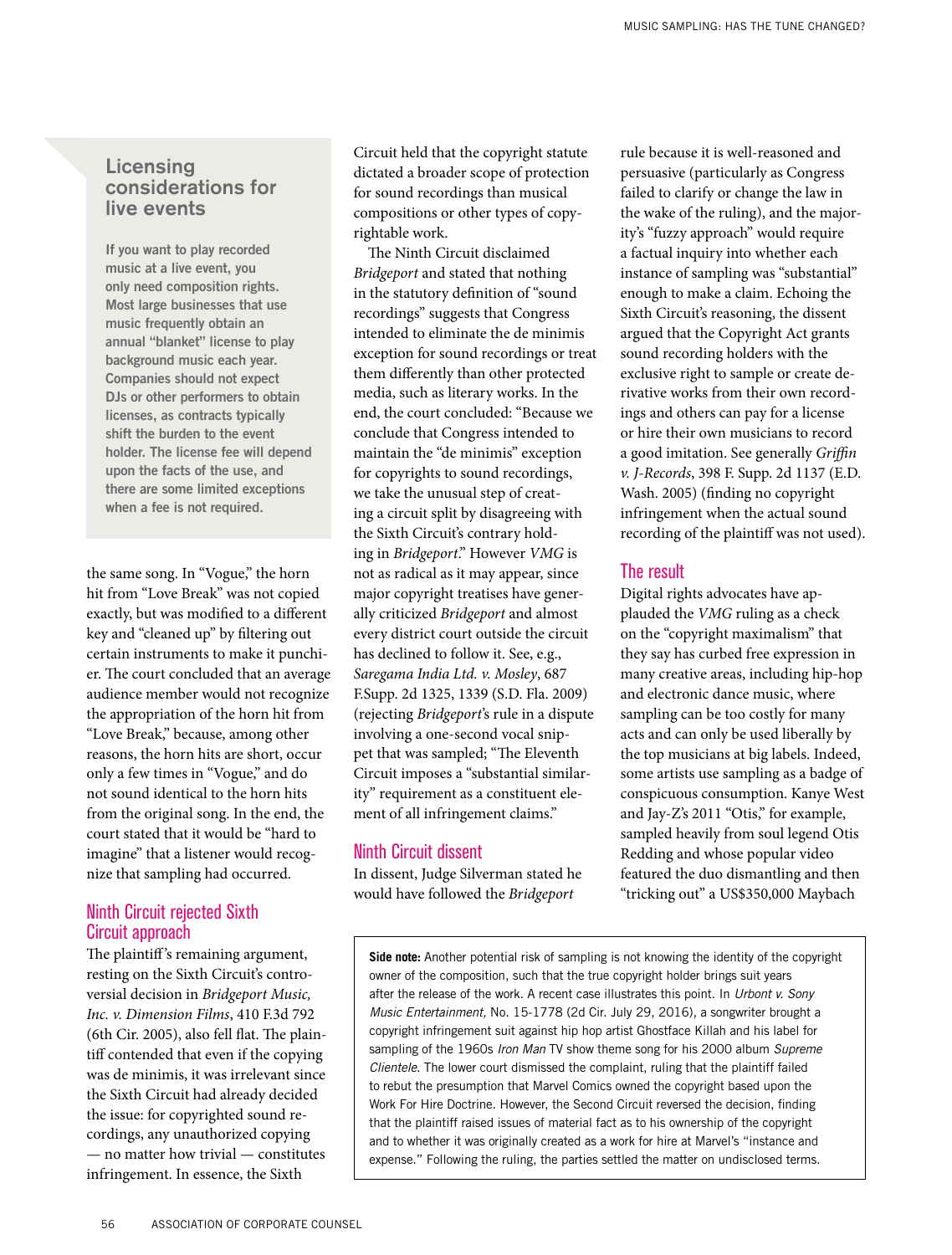## Licensing considerations for live events

**If you want to play recorded music at a live event, you only need composition rights. Most large businesses that use music frequently obtain an annual "blanket" license to play background music each year. Companies should not expect DJs or other performers to obtain licenses, as contracts typically shift the burden to the event holder. The license fee will depend upon the facts of the use, and there are some limited exceptions when a fee is not required.**

the same song. In "Vogue," the horn hit from "Love Break" was not copied exactly, but was modified to a different key and "cleaned up" by filtering out certain instruments to make it punchier. The court concluded that an average audience member would not recognize the appropriation of the horn hit from "Love Break," because, among other reasons, the horn hits are short, occur only a few times in "Vogue," and do not sound identical to the horn hits from the original song. In the end, the court stated that it would be "hard to imagine" that a listener would recognize that sampling had occurred.

### Ninth Circuit rejected Sixth Circuit approach

The plaintiff's remaining argument, resting on the Sixth Circuit's controversial decision in *Bridgeport Music, Inc. v. Dimension Films*, 410 F.3d 792 (6th Cir. 2005), also fell flat. The plaintiff contended that even if the copying was de minimis, it was irrelevant since the Sixth Circuit had already decided the issue: for copyrighted sound recordings, any unauthorized copying — no matter how trivial — constitutes infringement. In essence, the Sixth Circuit held that the copyright statute dictated a broader scope of protection for sound recordings than musical compositions or other types of copyrightable work.

The Ninth Circuit disclaimed *Bridgeport* and stated that nothing in the statutory definition of "sound recordings" suggests that Congress intended to eliminate the de minimis exception for sound recordings or treat them differently than other protected media, such as literary works. In the end, the court concluded: "Because we conclude that Congress intended to maintain the "de minimis" exception for copyrights to sound recordings, we take the unusual step of creating a circuit split by disagreeing with the Sixth Circuit's contrary holding in *Bridgeport*." However *VMG* is not as radical as it may appear, since major copyright treatises have generally criticized *Bridgeport* and almost every district court outside the circuit has declined to follow it. See, e.g., *Saregama India Ltd. v. Mosley*, 687 F.Supp. 2d 1325, 1339 (S.D. Fla. 2009) (rejecting *Bridgeport*'s rule in a dispute involving a one-second vocal snippet that was sampled; "The Eleventh Circuit imposes a "substantial similarity" requirement as a constituent element of all infringement claims."

### Ninth Circuit dissent

In dissent, Judge Silverman stated he would have followed the *Bridgeport* rule because it is well-reasoned and persuasive (particularly as Congress failed to clarify or change the law in the wake of the ruling), and the majority's "fuzzy approach" would require a factual inquiry into whether each instance of sampling was "substantial" enough to make a claim. Echoing the Sixth Circuit's reasoning, the dissent argued that the Copyright Act grants sound recording holders with the exclusive right to sample or create derivative works from their own recordings and others can pay for a license or hire their own musicians to record a good imitation. See generally *Griffin v. J-Records*, 398 F. Supp. 2d 1137 (E.D. Wash. 2005) (finding no copyright infringement when the actual sound recording of the plaintiff was not used).

### The result

Digital rights advocates have applauded the *VMG* ruling as a check on the "copyright maximalism" that they say has curbed free expression in many creative areas, including hip-hop and electronic dance music, where sampling can be too costly for many acts and can only be used liberally by the top musicians at big labels. Indeed, some artists use sampling as a badge of conspicuous consumption. Kanye West and Jay-Z's 2011 "Otis," for example, sampled heavily from soul legend Otis Redding and whose popular video featured the duo dismantling and then "tricking out" a US$350,000 Maybach

**Side note:** Another potential risk of sampling is not knowing the identity of the copyright owner of the composition, such that the true copyright holder brings suit years after the release of the work. A recent case illustrates this point. In *Urbont v. Sony Music Entertainment,* No. 15-1778 (2d Cir. July 29, 2016), a songwriter brought a copyright infringement suit against hip hop artist Ghostface Killah and his label for sampling of the 1960s *Iron Man* TV show theme song for his 2000 album *Supreme Clientele*. The lower court dismissed the complaint, ruling that the plaintiff failed to rebut the presumption that Marvel Comics owned the copyright based upon the Work For Hire Doctrine. However, the Second Circuit reversed the decision, finding that the plaintiff raised issues of material fact as to his ownership of the copyright and to whether it was originally created as a work for hire at Marvel's "instance and expense." Following the ruling, the parties settled the matter on undisclosed terms.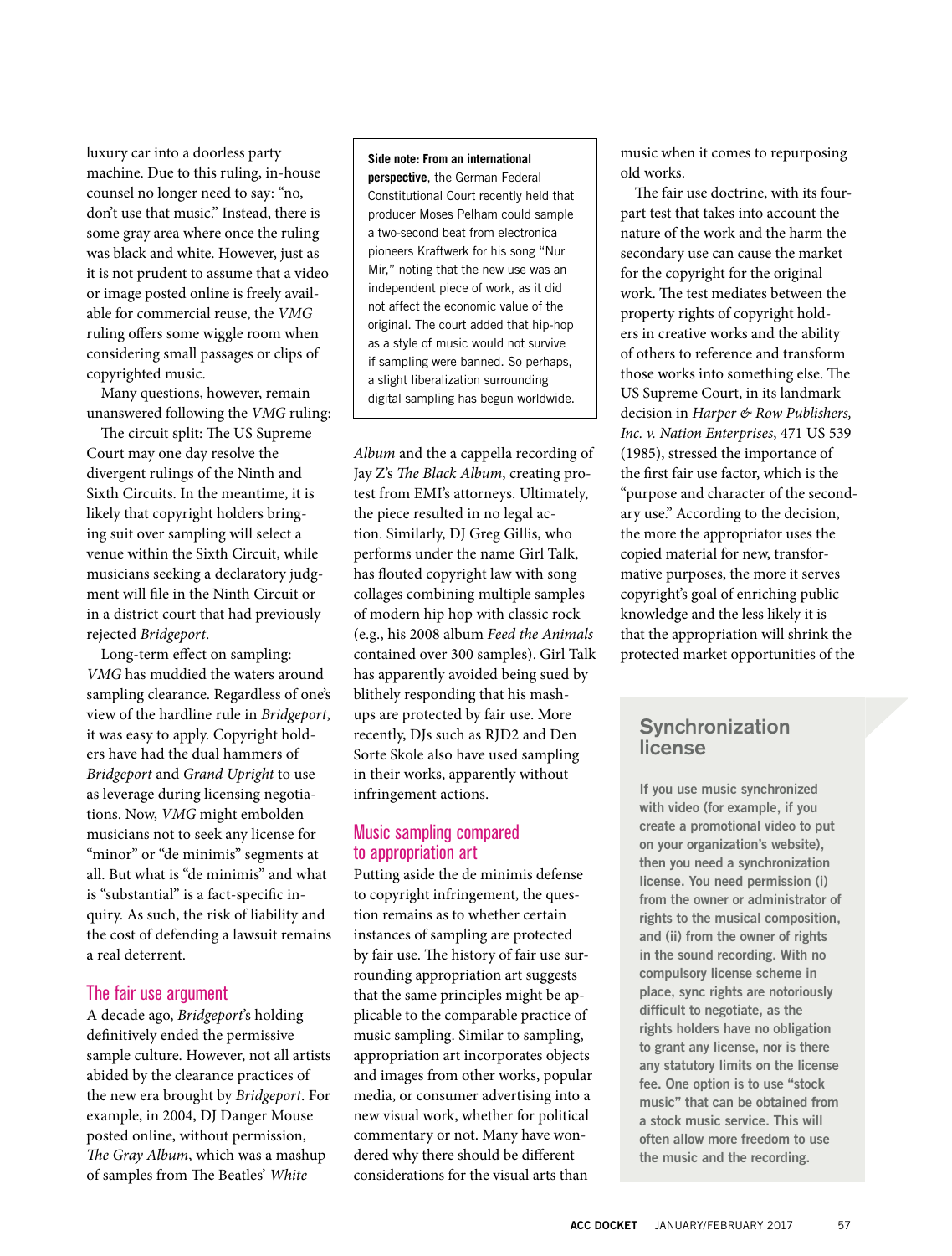luxury car into a doorless party machine. Due to this ruling, in-house counsel no longer need to say: "no, don't use that music." Instead, there is some gray area where once the ruling was black and white. However, just as it is not prudent to assume that a video or image posted online is freely available for commercial reuse, the *VMG* ruling offers some wiggle room when considering small passages or clips of copyrighted music.

Many questions, however, remain unanswered following the *VMG* ruling:

The circuit split: The US Supreme Court may one day resolve the divergent rulings of the Ninth and Sixth Circuits. In the meantime, it is likely that copyright holders bringing suit over sampling will select a venue within the Sixth Circuit, while musicians seeking a declaratory judgment will file in the Ninth Circuit or in a district court that had previously rejected *Bridgeport*.

Long-term effect on sampling: *VMG* has muddied the waters around sampling clearance. Regardless of one's view of the hardline rule in *Bridgeport*, it was easy to apply. Copyright holders have had the dual hammers of *Bridgeport* and *Grand Upright* to use as leverage during licensing negotiations. Now, *VMG* might embolden musicians not to seek any license for "minor" or "de minimis" segments at all. But what is "de minimis" and what is "substantial" is a fact-specific inquiry. As such, the risk of liability and the cost of defending a lawsuit remains a real deterrent.

> **Side note: From an international perspective**, the German Federal Constitutional Court recently held that producer Moses Pelham could sample a two-second beat from electronica pioneers Kraftwerk for his song "Nur Mir," noting that the new use was an independent piece of work, as it did not affect the economic value of the original. The court added that hip-hop as a style of music would not survive if sampling were banned. So perhaps, a slight liberalization surrounding digital sampling has begun worldwide.

## The fair use argument

A decade ago, *Bridgeport*'s holding definitively ended the permissive sample culture. However, not all artists abided by the clearance practices of the new era brought by *Bridgeport*. For example, in 2004, DJ Danger Mouse posted online, without permission, *The Gray Album*, which was a mashup of samples from The Beatles' *White Album* and the a cappella recording of Jay Z's *The Black Album*, creating protest from EMI's attorneys. Ultimately, the piece resulted in no legal action. Similarly, DJ Greg Gillis, who performs under the name Girl Talk, has flouted copyright law with song collages combining multiple samples of modern hip hop with classic rock (e.g., his 2008 album *Feed the Animals* contained over 300 samples). Girl Talk has apparently avoided being sued by blithely responding that his mashups are protected by fair use. More recently, DJs such as RJD2 and Den Sorte Skole also have used sampling in their works, apparently without infringement actions.

## Music sampling compared to appropriation art

Putting aside the de minimis defense to copyright infringement, the question remains as to whether certain instances of sampling are protected by fair use. The history of fair use surrounding appropriation art suggests that the same principles might be applicable to the comparable practice of music sampling. Similar to sampling, appropriation art incorporates objects and images from other works, popular media, or consumer advertising into a new visual work, whether for political commentary or not. Many have wondered why there should be different considerations for the visual arts than music when it comes to repurposing old works.

The fair use doctrine, with its four-part test that takes into account the nature of the work and the harm the secondary use can cause the market for the copyright for the original work. The test mediates between the property rights of copyright holders in creative works and the ability of others to reference and transform those works into something else. The US Supreme Court, in its landmark decision in *Harper & Row Publishers, Inc. v. Nation Enterprises*, 471 US 539 (1985), stressed the importance of the first fair use factor, which is the "purpose and character of the secondary use." According to the decision, the more the appropriator uses the copied material for new, transformative purposes, the more it serves copyright's goal of enriching public knowledge and the less likely it is that the appropriation will shrink the protected market opportunities of the

> ### Synchronization license
>
> **If you use music synchronized with video (for example, if you create a promotional video to put on your organization's website), then you need a synchronization license. You need permission (i) from the owner or administrator of rights to the musical composition, and (ii) from the owner of rights in the sound recording. With no compulsory license scheme in place, sync rights are notoriously difficult to negotiate, as the rights holders have no obligation to grant any license, nor is there any statutory limits on the license fee. One option is to use "stock music" that can be obtained from a stock music service. This will often allow more freedom to use the music and the recording.**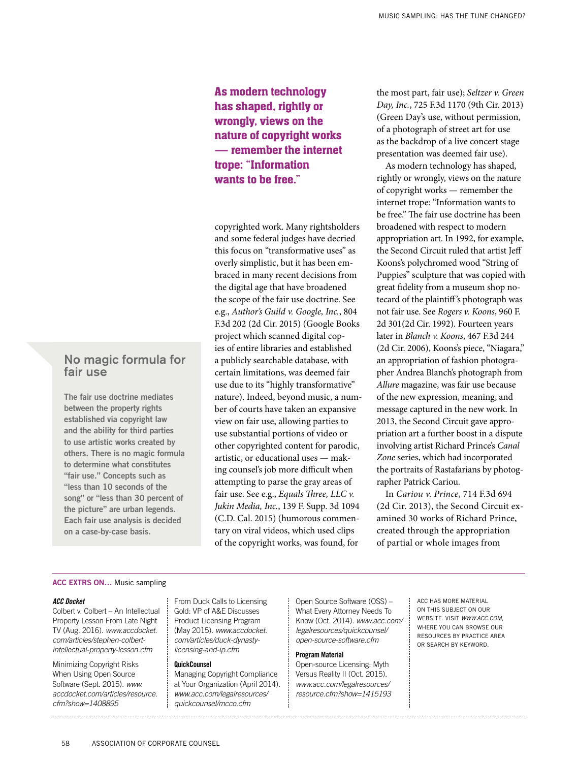**As modern technology has shaped, rightly or wrongly, views on the nature of copyright works — remember the internet trope: "Information wants to be free."**

copyrighted work. Many rightsholders and some federal judges have decried this focus on "transformative uses" as overly simplistic, but it has been embraced in many recent decisions from the digital age that have broadened the scope of the fair use doctrine. See e.g., *Author's Guild v. Google, Inc.*, 804 F.3d 202 (2d Cir. 2015) (Google Books project which scanned digital copies of entire libraries and established a publicly searchable database, with certain limitations, was deemed fair use due to its "highly transformative" nature). Indeed, beyond music, a number of courts have taken an expansive view on fair use, allowing parties to use substantial portions of video or other copyrighted content for parodic, artistic, or educational uses — making counsel's job more difficult when attempting to parse the gray areas of fair use. See e.g., *Equals Three, LLC v. Jukin Media, Inc.*, 139 F. Supp. 3d 1094 (C.D. Cal. 2015) (humorous commentary on viral videos, which used clips of the copyright works, was found, for the most part, fair use); *Seltzer v. Green Day, Inc.*, 725 F.3d 1170 (9th Cir. 2013) (Green Day's use, without permission, of a photograph of street art for use as the backdrop of a live concert stage presentation was deemed fair use).

As modern technology has shaped, rightly or wrongly, views on the nature of copyright works — remember the internet trope: "Information wants to be free." The fair use doctrine has been broadened with respect to modern appropriation art. In 1992, for example, the Second Circuit ruled that artist Jeff Koons's polychromed wood "String of Puppies" sculpture that was copied with great fidelity from a museum shop notecard of the plaintiff's photograph was not fair use. See *Rogers v. Koons*, 960 F. 2d 301(2d Cir. 1992). Fourteen years later in *Blanch v. Koons*, 467 F.3d 244 (2d Cir. 2006), Koons's piece, "Niagara," an appropriation of fashion photographer Andrea Blanch's photograph from *Allure* magazine, was fair use because of the new expression, meaning, and message captured in the new work. In 2013, the Second Circuit gave appropriation art a further boost in a dispute involving artist Richard Prince's *Canal Zone* series, which had incorporated the portraits of Rastafarians by photographer Patrick Cariou.

In *Cariou v. Prince*, 714 F.3d 694 (2d Cir. 2013), the Second Circuit examined 30 works of Richard Prince, created through the appropriation of partial or whole images from

## No magic formula for fair use

**The fair use doctrine mediates between the property rights established via copyright law and the ability for third parties to use artistic works created by others. There is no magic formula to determine what constitutes "fair use." Concepts such as "less than 10 seconds of the song" or "less than 30 percent of the picture" are urban legends. Each fair use analysis is decided on a case-by-case basis.**

---

**ACC EXTRS ON…** Music sampling

***ACC Docket***

Colbert v. Colbert – An Intellectual Property Lesson From Late Night TV (Aug. 2016). *www.accdocket.com/articles/stephen-colbert-intellectual-property-lesson.cfm*

Minimizing Copyright Risks When Using Open Source Software (Sept. 2015). *www.accdocket.com/articles/resource.cfm?show=1408895*

From Duck Calls to Licensing Gold: VP of A&E Discusses Product Licensing Program (May 2015). *www.accdocket.com/articles/duck-dynasty-licensing-and-ip.cfm*

**QuickCounsel**

Managing Copyright Compliance at Your Organization (April 2014). *www.acc.com/legalresources/quickcounsel/mcco.cfm*

Open Source Software (OSS) – What Every Attorney Needs To Know (Oct. 2014). *www.acc.com/legalresources/quickcounsel/open-source-software.cfm*

**Program Material**

Open-source Licensing: Myth Versus Reality II (Oct. 2015). *www.acc.com/legalresources/resource.cfm?show=1415193*

ACC HAS MORE MATERIAL ON THIS SUBJECT ON OUR WEBSITE. VISIT *WWW.ACC.COM*, WHERE YOU CAN BROWSE OUR RESOURCES BY PRACTICE AREA OR SEARCH BY KEYWORD.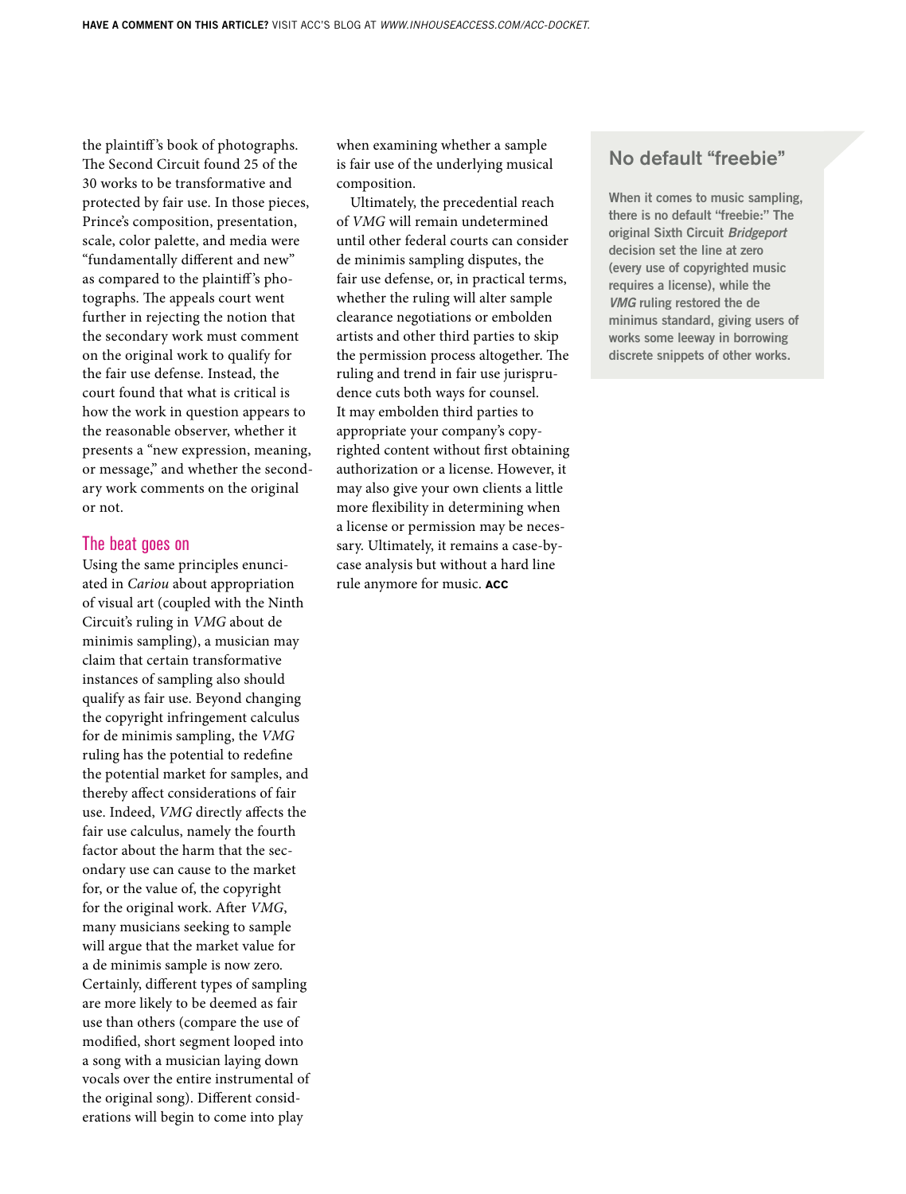the plaintiff's book of photographs. The Second Circuit found 25 of the 30 works to be transformative and protected by fair use. In those pieces, Prince's composition, presentation, scale, color palette, and media were "fundamentally different and new" as compared to the plaintiff's photographs. The appeals court went further in rejecting the notion that the secondary work must comment on the original work to qualify for the fair use defense. Instead, the court found that what is critical is how the work in question appears to the reasonable observer, whether it presents a "new expression, meaning, or message," and whether the secondary work comments on the original or not.

## The beat goes on

Using the same principles enunciated in *Cariou* about appropriation of visual art (coupled with the Ninth Circuit's ruling in *VMG* about de minimis sampling), a musician may claim that certain transformative instances of sampling also should qualify as fair use. Beyond changing the copyright infringement calculus for de minimis sampling, the *VMG* ruling has the potential to redefine the potential market for samples, and thereby affect considerations of fair use. Indeed, *VMG* directly affects the fair use calculus, namely the fourth factor about the harm that the secondary use can cause to the market for, or the value of, the copyright for the original work. After *VMG*, many musicians seeking to sample will argue that the market value for a de minimis sample is now zero. Certainly, different types of sampling are more likely to be deemed as fair use than others (compare the use of modified, short segment looped into a song with a musician laying down vocals over the entire instrumental of the original song). Different considerations will begin to come into play when examining whether a sample is fair use of the underlying musical composition.

Ultimately, the precedential reach of *VMG* will remain undetermined until other federal courts can consider de minimis sampling disputes, the fair use defense, or, in practical terms, whether the ruling will alter sample clearance negotiations or embolden artists and other third parties to skip the permission process altogether. The ruling and trend in fair use jurisprudence cuts both ways for counsel. It may embolden third parties to appropriate your company's copyrighted content without first obtaining authorization or a license. However, it may also give your own clients a little more flexibility in determining when a license or permission may be necessary. Ultimately, it remains a case-by-case analysis but without a hard line rule anymore for music. **ACC**

## No default "freebie"

**When it comes to music sampling, there is no default "freebie:" The original Sixth Circuit *Bridgeport* decision set the line at zero (every use of copyrighted music requires a license), while the *VMG* ruling restored the de minimus standard, giving users of works some leeway in borrowing discrete snippets of other works.**